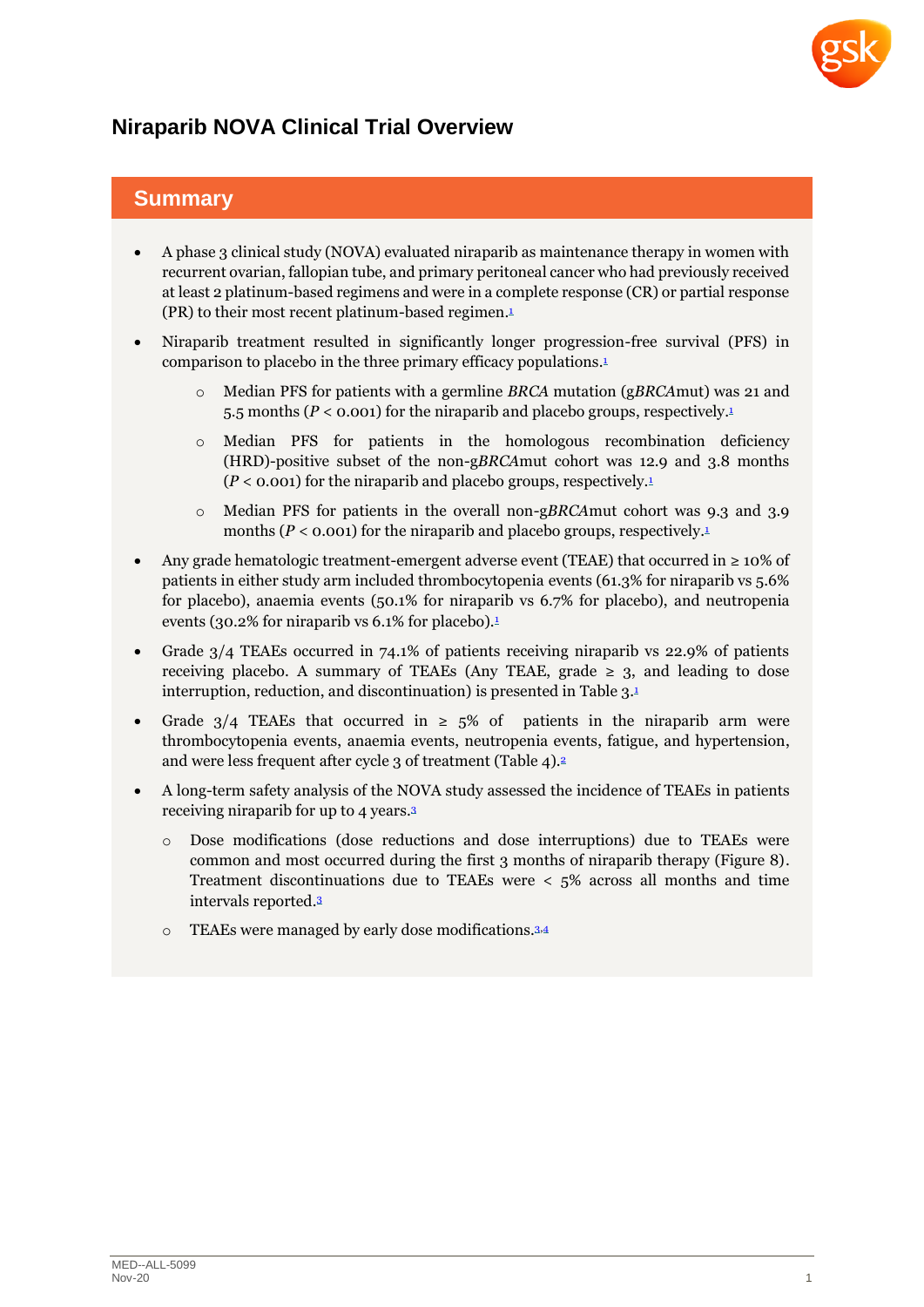# Niraparib NOVA Clinical Trial Overview

## Summary

- A phase 3 clinical study (NOVA) evaluated niraparib as maintenance therapy in women with recurrent ovarian, fallopian tube, and primary peritoneal cancer who had previously received at least 2 platinum-based regimens and were in a complete response (CR) or partial response (PR) to their most recent platinum-based regimen.[1]
- Niraparib treatment resulted in significantly longer progression-free survival (PFS) in comparison to placebo in the three primary efficacy populations.[1]
  - Median PFS for patients with a germline *BRCA* mutation (g*BRCA*mut) was 21 and 5.5 months (*P* < 0.001) for the niraparib and placebo groups, respectively.[1]
  - Median PFS for patients in the homologous recombination deficiency (HRD)-positive subset of the non-g*BRCA*mut cohort was 12.9 and 3.8 months (*P* < 0.001) for the niraparib and placebo groups, respectively.[1]
  - Median PFS for patients in the overall non-g*BRCA*mut cohort was 9.3 and 3.9 months (*P* < 0.001) for the niraparib and placebo groups, respectively.[1]
- Any grade hematologic treatment-emergent adverse event (TEAE) that occurred in ≥ 10% of patients in either study arm included thrombocytopenia events (61.3% for niraparib vs 5.6% for placebo), anaemia events (50.1% for niraparib vs 6.7% for placebo), and neutropenia events (30.2% for niraparib vs 6.1% for placebo).[1]
- Grade 3/4 TEAEs occurred in 74.1% of patients receiving niraparib vs 22.9% of patients receiving placebo. A summary of TEAEs (Any TEAE, grade ≥ 3, and leading to dose interruption, reduction, and discontinuation) is presented in Table 3.[1]
- Grade 3/4 TEAEs that occurred in ≥ 5% of patients in the niraparib arm were thrombocytopenia events, anaemia events, neutropenia events, fatigue, and hypertension, and were less frequent after cycle 3 of treatment (Table 4).[2]
- A long-term safety analysis of the NOVA study assessed the incidence of TEAEs in patients receiving niraparib for up to 4 years.[3]
  - Dose modifications (dose reductions and dose interruptions) due to TEAEs were common and most occurred during the first 3 months of niraparib therapy (Figure 8). Treatment discontinuations due to TEAEs were < 5% across all months and time intervals reported.[3]
  - TEAEs were managed by early dose modifications.[3,4]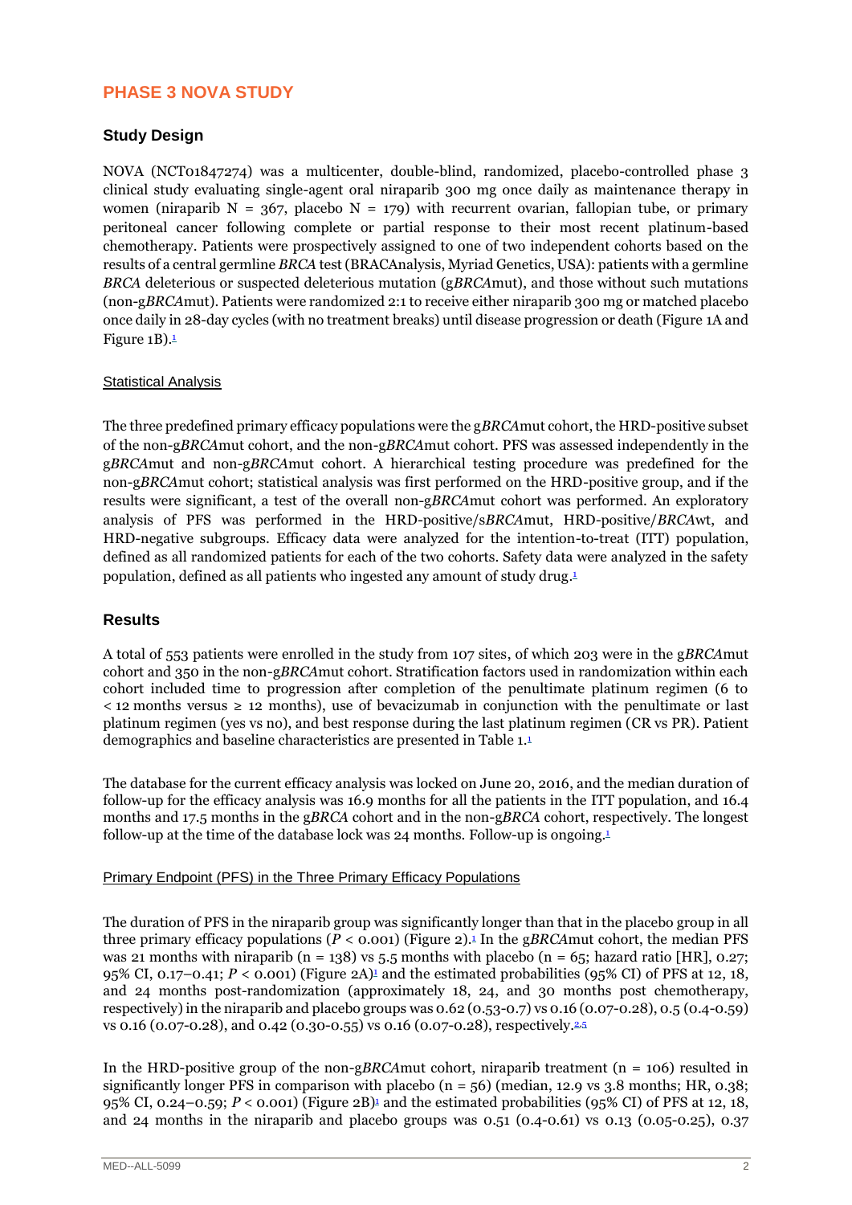## PHASE 3 NOVA STUDY

### Study Design

NOVA (NCT01847274) was a multicenter, double-blind, randomized, placebo-controlled phase 3 clinical study evaluating single-agent oral niraparib 300 mg once daily as maintenance therapy in women (niraparib N = 367, placebo N = 179) with recurrent ovarian, fallopian tube, or primary peritoneal cancer following complete or partial response to their most recent platinum-based chemotherapy. Patients were prospectively assigned to one of two independent cohorts based on the results of a central germline *BRCA* test (BRACAnalysis, Myriad Genetics, USA): patients with a germline *BRCA* deleterious or suspected deleterious mutation (g*BRCA*mut), and those without such mutations (non-g*BRCA*mut). Patients were randomized 2:1 to receive either niraparib 300 mg or matched placebo once daily in 28-day cycles (with no treatment breaks) until disease progression or death (Figure 1A and Figure 1B).[1]

Statistical Analysis

The three predefined primary efficacy populations were the g*BRCA*mut cohort, the HRD-positive subset of the non-g*BRCA*mut cohort, and the non-g*BRCA*mut cohort. PFS was assessed independently in the g*BRCA*mut and non-g*BRCA*mut cohort. A hierarchical testing procedure was predefined for the non-g*BRCA*mut cohort; statistical analysis was first performed on the HRD-positive group, and if the results were significant, a test of the overall non-g*BRCA*mut cohort was performed. An exploratory analysis of PFS was performed in the HRD-positive/s*BRCA*mut, HRD-positive/*BRCA*wt, and HRD-negative subgroups. Efficacy data were analyzed for the intention-to-treat (ITT) population, defined as all randomized patients for each of the two cohorts. Safety data were analyzed in the safety population, defined as all patients who ingested any amount of study drug.[1]

### Results

A total of 553 patients were enrolled in the study from 107 sites, of which 203 were in the g*BRCA*mut cohort and 350 in the non-g*BRCA*mut cohort. Stratification factors used in randomization within each cohort included time to progression after completion of the penultimate platinum regimen (6 to < 12 months versus ≥ 12 months), use of bevacizumab in conjunction with the penultimate or last platinum regimen (yes vs no), and best response during the last platinum regimen (CR vs PR). Patient demographics and baseline characteristics are presented in Table 1.[1]

The database for the current efficacy analysis was locked on June 20, 2016, and the median duration of follow-up for the efficacy analysis was 16.9 months for all the patients in the ITT population, and 16.4 months and 17.5 months in the g*BRCA* cohort and in the non-g*BRCA* cohort, respectively. The longest follow-up at the time of the database lock was 24 months. Follow-up is ongoing.[1]

Primary Endpoint (PFS) in the Three Primary Efficacy Populations

The duration of PFS in the niraparib group was significantly longer than that in the placebo group in all three primary efficacy populations ($P$ < 0.001) (Figure 2).[1] In the g*BRCA*mut cohort, the median PFS was 21 months with niraparib (n = 138) vs 5.5 months with placebo (n = 65; hazard ratio [HR], 0.27; 95% CI, 0.17–0.41; $P$ < 0.001) (Figure 2A)[1] and the estimated probabilities (95% CI) of PFS at 12, 18, and 24 months post-randomization (approximately 18, 24, and 30 months post chemotherapy, respectively) in the niraparib and placebo groups was 0.62 (0.53-0.7) vs 0.16 (0.07-0.28), 0.5 (0.4-0.59) vs 0.16 (0.07-0.28), and 0.42 (0.30-0.55) vs 0.16 (0.07-0.28), respectively.[2,5]

In the HRD-positive group of the non-g*BRCA*mut cohort, niraparib treatment (n = 106) resulted in significantly longer PFS in comparison with placebo (n = 56) (median, 12.9 vs 3.8 months; HR, 0.38; 95% CI, 0.24–0.59; $P$ < 0.001) (Figure 2B)[1] and the estimated probabilities (95% CI) of PFS at 12, 18, and 24 months in the niraparib and placebo groups was 0.51 (0.4-0.61) vs 0.13 (0.05-0.25), 0.37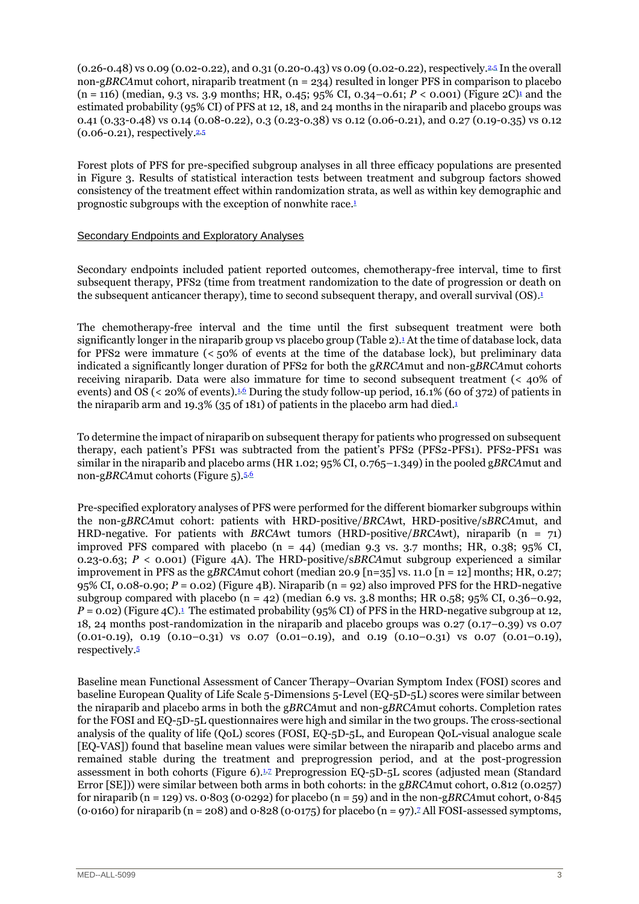(0.26-0.48) vs 0.09 (0.02-0.22), and 0.31 (0.20-0.43) vs 0.09 (0.02-0.22), respectively.[2,5] In the overall non-g*BRCA*mut cohort, niraparib treatment (n = 234) resulted in longer PFS in comparison to placebo (n = 116) (median, 9.3 vs. 3.9 months; HR, 0.45; 95% CI, 0.34–0.61; *P* < 0.001) (Figure 2C)[1] and the estimated probability (95% CI) of PFS at 12, 18, and 24 months in the niraparib and placebo groups was 0.41 (0.33-0.48) vs 0.14 (0.08-0.22), 0.3 (0.23-0.38) vs 0.12 (0.06-0.21), and 0.27 (0.19-0.35) vs 0.12 (0.06-0.21), respectively.[2,5]

Forest plots of PFS for pre-specified subgroup analyses in all three efficacy populations are presented in Figure 3. Results of statistical interaction tests between treatment and subgroup factors showed consistency of the treatment effect within randomization strata, as well as within key demographic and prognostic subgroups with the exception of nonwhite race.[1]

## Secondary Endpoints and Exploratory Analyses

Secondary endpoints included patient reported outcomes, chemotherapy-free interval, time to first subsequent therapy, PFS2 (time from treatment randomization to the date of progression or death on the subsequent anticancer therapy), time to second subsequent therapy, and overall survival (OS).[1]

The chemotherapy-free interval and the time until the first subsequent treatment were both significantly longer in the niraparib group vs placebo group (Table 2).[1] At the time of database lock, data for PFS2 were immature (< 50% of events at the time of the database lock), but preliminary data indicated a significantly longer duration of PFS2 for both the g*RRCA*mut and non-g*BRCA*mut cohorts receiving niraparib. Data were also immature for time to second subsequent treatment (< 40% of events) and OS (< 20% of events).[1,6] During the study follow-up period, 16.1% (60 of 372) of patients in the niraparib arm and 19.3% (35 of 181) of patients in the placebo arm had died.[1]

To determine the impact of niraparib on subsequent therapy for patients who progressed on subsequent therapy, each patient's PFS1 was subtracted from the patient's PFS2 (PFS2-PFS1). PFS2-PFS1 was similar in the niraparib and placebo arms (HR 1.02; 95% CI, 0.765–1.349) in the pooled g*BRCA*mut and non-g*BRCA*mut cohorts (Figure 5).[5,6]

Pre-specified exploratory analyses of PFS were performed for the different biomarker subgroups within the non-g*BRCA*mut cohort: patients with HRD-positive/*BRCA*wt, HRD-positive/s*BRCA*mut, and HRD-negative. For patients with *BRCA*wt tumors (HRD-positive/*BRCA*wt), niraparib (n = 71) improved PFS compared with placebo (n = 44) (median 9.3 vs. 3.7 months; HR, 0.38; 95% CI, 0.23-0.63; *P* < 0.001) (Figure 4A). The HRD-positive/s*BRCA*mut subgroup experienced a similar improvement in PFS as the g*BRCA*mut cohort (median 20.9 [n=35] vs. 11.0 [n = 12] months; HR, 0.27; 95% CI, 0.08-0.90; *P* = 0.02) (Figure 4B). Niraparib (n = 92) also improved PFS for the HRD-negative subgroup compared with placebo (n = 42) (median 6.9 vs. 3.8 months; HR 0.58; 95% CI, 0.36–0.92, *P* = 0.02) (Figure 4C).[1] The estimated probability (95% CI) of PFS in the HRD-negative subgroup at 12, 18, 24 months post-randomization in the niraparib and placebo groups was 0.27 (0.17–0.39) vs 0.07 (0.01-0.19), 0.19 (0.10–0.31) vs 0.07 (0.01–0.19), and 0.19 (0.10–0.31) vs 0.07 (0.01–0.19), respectively.[5]

Baseline mean Functional Assessment of Cancer Therapy–Ovarian Symptom Index (FOSI) scores and baseline European Quality of Life Scale 5-Dimensions 5-Level (EQ-5D-5L) scores were similar between the niraparib and placebo arms in both the g*BRCA*mut and non-g*BRCA*mut cohorts. Completion rates for the FOSI and EQ-5D-5L questionnaires were high and similar in the two groups. The cross-sectional analysis of the quality of life (QoL) scores (FOSI, EQ-5D-5L, and European QoL-visual analogue scale [EQ-VAS]) found that baseline mean values were similar between the niraparib and placebo arms and remained stable during the treatment and preprogression period, and at the post-progression assessment in both cohorts (Figure 6).[1,7] Preprogression EQ-5D-5L scores (adjusted mean (Standard Error [SE])) were similar between both arms in both cohorts: in the g*BRCA*mut cohort, 0.812 (0.0257) for niraparib (n = 129) vs. 0·803 (0·0292) for placebo (n = 59) and in the non-g*BRCA*mut cohort, 0·845 (0·0160) for niraparib (n = 208) and 0·828 (0·0175) for placebo (n = 97).[7] All FOSI-assessed symptoms,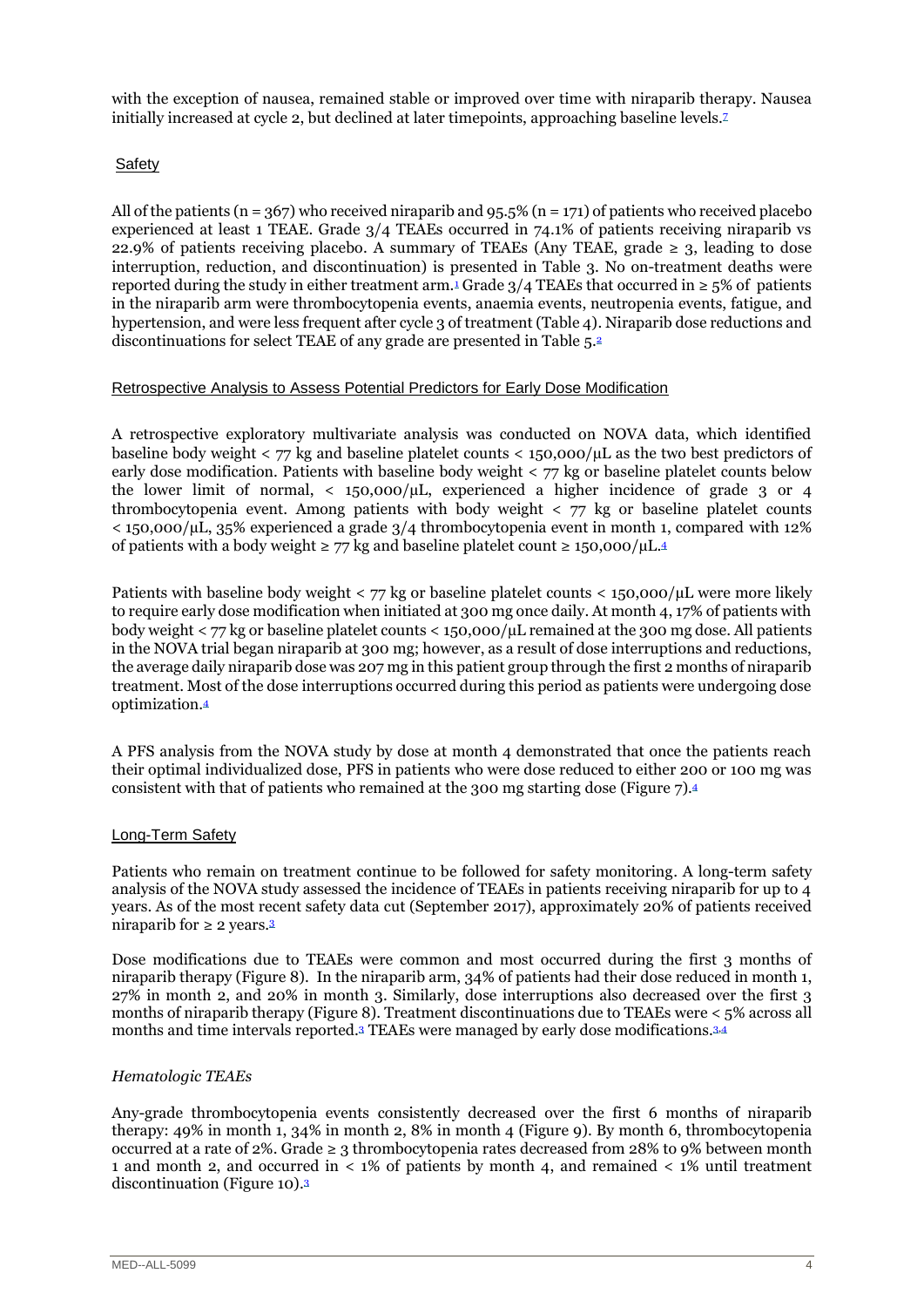with the exception of nausea, remained stable or improved over time with niraparib therapy. Nausea initially increased at cycle 2, but declined at later timepoints, approaching baseline levels.[7]

## Safety

All of the patients (n = 367) who received niraparib and 95.5% (n = 171) of patients who received placebo experienced at least 1 TEAE. Grade 3/4 TEAEs occurred in 74.1% of patients receiving niraparib vs 22.9% of patients receiving placebo. A summary of TEAEs (Any TEAE, grade ≥ 3, leading to dose interruption, reduction, and discontinuation) is presented in Table 3. No on-treatment deaths were reported during the study in either treatment arm.[1] Grade 3/4 TEAEs that occurred in ≥ 5% of patients in the niraparib arm were thrombocytopenia events, anaemia events, neutropenia events, fatigue, and hypertension, and were less frequent after cycle 3 of treatment (Table 4). Niraparib dose reductions and discontinuations for select TEAE of any grade are presented in Table 5.[2]

### Retrospective Analysis to Assess Potential Predictors for Early Dose Modification

A retrospective exploratory multivariate analysis was conducted on NOVA data, which identified baseline body weight < 77 kg and baseline platelet counts < 150,000/μL as the two best predictors of early dose modification. Patients with baseline body weight < 77 kg or baseline platelet counts below the lower limit of normal, < 150,000/μL, experienced a higher incidence of grade 3 or 4 thrombocytopenia event. Among patients with body weight < 77 kg or baseline platelet counts < 150,000/μL, 35% experienced a grade 3/4 thrombocytopenia event in month 1, compared with 12% of patients with a body weight ≥ 77 kg and baseline platelet count ≥ 150,000/μL.[4]

Patients with baseline body weight < 77 kg or baseline platelet counts < 150,000/μL were more likely to require early dose modification when initiated at 300 mg once daily. At month 4, 17% of patients with body weight < 77 kg or baseline platelet counts < 150,000/μL remained at the 300 mg dose. All patients in the NOVA trial began niraparib at 300 mg; however, as a result of dose interruptions and reductions, the average daily niraparib dose was 207 mg in this patient group through the first 2 months of niraparib treatment. Most of the dose interruptions occurred during this period as patients were undergoing dose optimization.[4]

A PFS analysis from the NOVA study by dose at month 4 demonstrated that once the patients reach their optimal individualized dose, PFS in patients who were dose reduced to either 200 or 100 mg was consistent with that of patients who remained at the 300 mg starting dose (Figure 7).[4]

### Long-Term Safety

Patients who remain on treatment continue to be followed for safety monitoring. A long-term safety analysis of the NOVA study assessed the incidence of TEAEs in patients receiving niraparib for up to 4 years. As of the most recent safety data cut (September 2017), approximately 20% of patients received niraparib for ≥ 2 years.[3]

Dose modifications due to TEAEs were common and most occurred during the first 3 months of niraparib therapy (Figure 8). In the niraparib arm, 34% of patients had their dose reduced in month 1, 27% in month 2, and 20% in month 3. Similarly, dose interruptions also decreased over the first 3 months of niraparib therapy (Figure 8). Treatment discontinuations due to TEAEs were < 5% across all months and time intervals reported.[3] TEAEs were managed by early dose modifications.[3,4]

#### *Hematologic TEAEs*

Any-grade thrombocytopenia events consistently decreased over the first 6 months of niraparib therapy: 49% in month 1, 34% in month 2, 8% in month 4 (Figure 9). By month 6, thrombocytopenia occurred at a rate of 2%. Grade ≥ 3 thrombocytopenia rates decreased from 28% to 9% between month 1 and month 2, and occurred in < 1% of patients by month 4, and remained < 1% until treatment discontinuation (Figure 10).[3]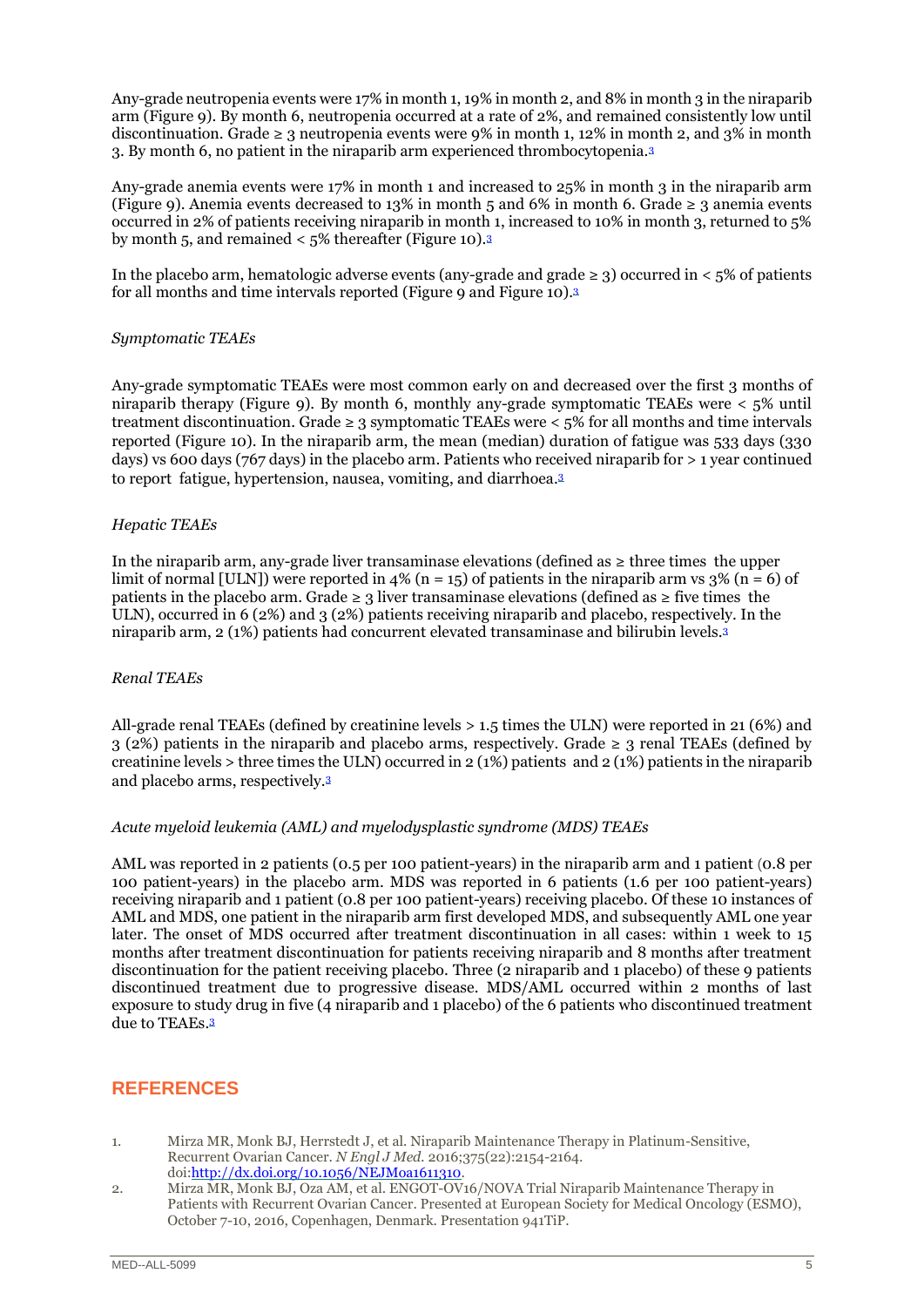Any-grade neutropenia events were 17% in month 1, 19% in month 2, and 8% in month 3 in the niraparib arm (Figure 9). By month 6, neutropenia occurred at a rate of 2%, and remained consistently low until discontinuation. Grade ≥ 3 neutropenia events were 9% in month 1, 12% in month 2, and 3% in month 3. By month 6, no patient in the niraparib arm experienced thrombocytopenia.[3]

Any-grade anemia events were 17% in month 1 and increased to 25% in month 3 in the niraparib arm (Figure 9). Anemia events decreased to 13% in month 5 and 6% in month 6. Grade ≥ 3 anemia events occurred in 2% of patients receiving niraparib in month 1, increased to 10% in month 3, returned to 5% by month 5, and remained < 5% thereafter (Figure 10).[3]

In the placebo arm, hematologic adverse events (any-grade and grade ≥ 3) occurred in < 5% of patients for all months and time intervals reported (Figure 9 and Figure 10).[3]

*Symptomatic TEAEs*

Any-grade symptomatic TEAEs were most common early on and decreased over the first 3 months of niraparib therapy (Figure 9). By month 6, monthly any-grade symptomatic TEAEs were < 5% until treatment discontinuation. Grade ≥ 3 symptomatic TEAEs were < 5% for all months and time intervals reported (Figure 10). In the niraparib arm, the mean (median) duration of fatigue was 533 days (330 days) vs 600 days (767 days) in the placebo arm. Patients who received niraparib for > 1 year continued to report fatigue, hypertension, nausea, vomiting, and diarrhoea.[3]

*Hepatic TEAEs*

In the niraparib arm, any-grade liver transaminase elevations (defined as ≥ three times the upper limit of normal [ULN]) were reported in 4% (n = 15) of patients in the niraparib arm vs 3% (n = 6) of patients in the placebo arm. Grade ≥ 3 liver transaminase elevations (defined as ≥ five times the ULN), occurred in 6 (2%) and 3 (2%) patients receiving niraparib and placebo, respectively. In the niraparib arm, 2 (1%) patients had concurrent elevated transaminase and bilirubin levels.[3]

*Renal TEAEs*

All-grade renal TEAEs (defined by creatinine levels > 1.5 times the ULN) were reported in 21 (6%) and 3 (2%) patients in the niraparib and placebo arms, respectively. Grade ≥ 3 renal TEAEs (defined by creatinine levels > three times the ULN) occurred in 2 (1%) patients and 2 (1%) patients in the niraparib and placebo arms, respectively.[3]

*Acute myeloid leukemia (AML) and myelodysplastic syndrome (MDS) TEAEs*

AML was reported in 2 patients (0.5 per 100 patient-years) in the niraparib arm and 1 patient (0.8 per 100 patient-years) in the placebo arm. MDS was reported in 6 patients (1.6 per 100 patient-years) receiving niraparib and 1 patient (0.8 per 100 patient-years) receiving placebo. Of these 10 instances of AML and MDS, one patient in the niraparib arm first developed MDS, and subsequently AML one year later. The onset of MDS occurred after treatment discontinuation in all cases: within 1 week to 15 months after treatment discontinuation for patients receiving niraparib and 8 months after treatment discontinuation for the patient receiving placebo. Three (2 niraparib and 1 placebo) of these 9 patients discontinued treatment due to progressive disease. MDS/AML occurred within 2 months of last exposure to study drug in five (4 niraparib and 1 placebo) of the 6 patients who discontinued treatment due to TEAEs.[3]

## REFERENCES

1. Mirza MR, Monk BJ, Herrstedt J, et al. Niraparib Maintenance Therapy in Platinum-Sensitive, Recurrent Ovarian Cancer. *N Engl J Med.* 2016;375(22):2154-2164. doi:http://dx.doi.org/10.1056/NEJMoa1611310.
2. Mirza MR, Monk BJ, Oza AM, et al. ENGOT-OV16/NOVA Trial Niraparib Maintenance Therapy in Patients with Recurrent Ovarian Cancer. Presented at European Society for Medical Oncology (ESMO), October 7-10, 2016, Copenhagen, Denmark. Presentation 941TiP.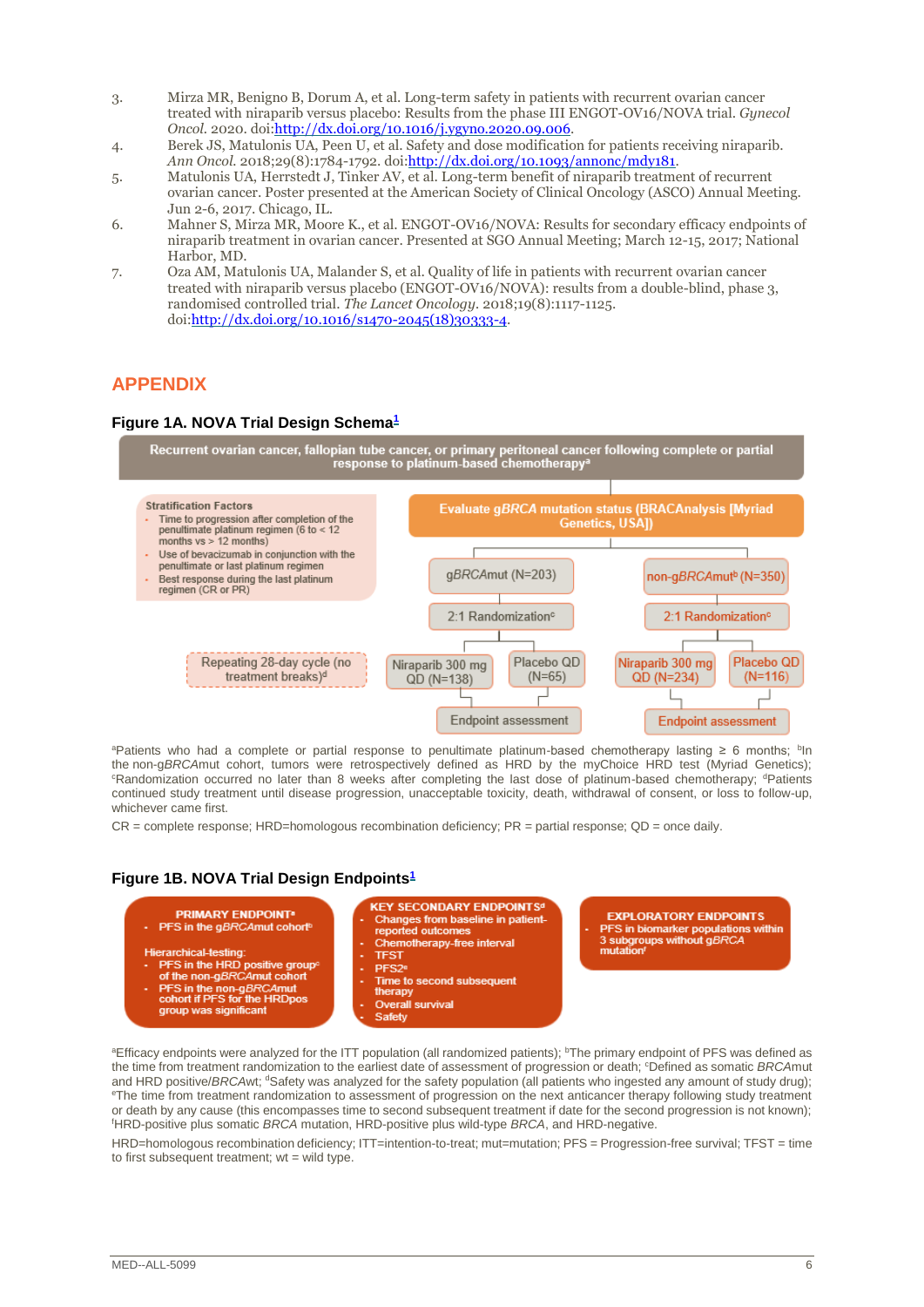3. Mirza MR, Benigno B, Dorum A, et al. Long-term safety in patients with recurrent ovarian cancer treated with niraparib versus placebo: Results from the phase III ENGOT-OV16/NOVA trial. *Gynecol Oncol.* 2020. doi:http://dx.doi.org/10.1016/j.ygyno.2020.09.006.
4. Berek JS, Matulonis UA, Peen U, et al. Safety and dose modification for patients receiving niraparib. *Ann Oncol.* 2018;29(8):1784-1792. doi:http://dx.doi.org/10.1093/annonc/mdy181.
5. Matulonis UA, Herrstedt J, Tinker AV, et al. Long-term benefit of niraparib treatment of recurrent ovarian cancer. Poster presented at the American Society of Clinical Oncology (ASCO) Annual Meeting. Jun 2-6, 2017. Chicago, IL.
6. Mahner S, Mirza MR, Moore K., et al. ENGOT-OV16/NOVA: Results for secondary efficacy endpoints of niraparib treatment in ovarian cancer. Presented at SGO Annual Meeting; March 12-15, 2017; National Harbor, MD.
7. Oza AM, Matulonis UA, Malander S, et al. Quality of life in patients with recurrent ovarian cancer treated with niraparib versus placebo (ENGOT-OV16/NOVA): results from a double-blind, phase 3, randomised controlled trial. *The Lancet Oncology.* 2018;19(8):1117-1125. doi:http://dx.doi.org/10.1016/s1470-2045(18)30333-4.

## APPENDIX

### Figure 1A. NOVA Trial Design Schema[1]

Recurrent ovarian cancer, fallopian tube cancer, or primary peritoneal cancer following complete or partial response to platinum-based chemotherapy[a]

**Stratification Factors**
- Time to progression after completion of the penultimate platinum regimen (6 to < 12 months vs > 12 months)
- Use of bevacizumab in conjunction with the penultimate or last platinum regimen
- Best response during the last platinum regimen (CR or PR)

Evaluate g*BRCA* mutation status (BRACAnalysis [Myriad Genetics, USA])

- g*BRCA*mut (N=203) → 2:1 Randomization[c] → Niraparib 300 mg QD (N=138) / Placebo QD (N=65) → Endpoint assessment
- non-g*BRCA*mut[b] (N=350) → 2:1 Randomization[c] → Niraparib 300 mg QD (N=234) / Placebo QD (N=116) → Endpoint assessment

Repeating 28-day cycle (no treatment breaks)[d]

[a]Patients who had a complete or partial response to penultimate platinum-based chemotherapy lasting ≥ 6 months; [b]In the non-g*BRCA*mut cohort, tumors were retrospectively defined as HRD by the myChoice HRD test (Myriad Genetics); [c]Randomization occurred no later than 8 weeks after completing the last dose of platinum-based chemotherapy; [d]Patients continued study treatment until disease progression, unacceptable toxicity, death, withdrawal of consent, or loss to follow-up, whichever came first.

CR = complete response; HRD=homologous recombination deficiency; PR = partial response; QD = once daily.

### Figure 1B. NOVA Trial Design Endpoints[1]

**PRIMARY ENDPOINT[a]**
- PFS in the g*BRCA*mut cohort[b]

Hierarchical-testing:
- PFS in the HRD positive group[c] of the non-g*BRCA*mut cohort
- PFS in the non-g*BRCA*mut cohort if PFS for the HRDpos group was significant

**KEY SECONDARY ENDPOINTS[d]**
- Changes from baseline in patient-reported outcomes
- Chemotherapy-free interval
- TFST
- PFS2[e]
- Time to second subsequent therapy
- Overall survival
- Safety

**EXPLORATORY ENDPOINTS**
- PFS in biomarker populations within 3 subgroups without g*BRCA* mutation[f]

[a]Efficacy endpoints were analyzed for the ITT population (all randomized patients); [b]The primary endpoint of PFS was defined as the time from treatment randomization to the earliest date of assessment of progression or death; [c]Defined as somatic *BRCA*mut and HRD positive/*BRCA*wt; [d]Safety was analyzed for the safety population (all patients who ingested any amount of study drug); [e]The time from treatment randomization to assessment of progression on the next anticancer therapy following study treatment or death by any cause (this encompasses time to second subsequent treatment if date for the second progression is not known); [f]HRD-positive plus somatic *BRCA* mutation, HRD-positive plus wild-type *BRCA*, and HRD-negative.

HRD=homologous recombination deficiency; ITT=intention-to-treat; mut=mutation; PFS = Progression-free survival; TFST = time to first subsequent treatment; wt = wild type.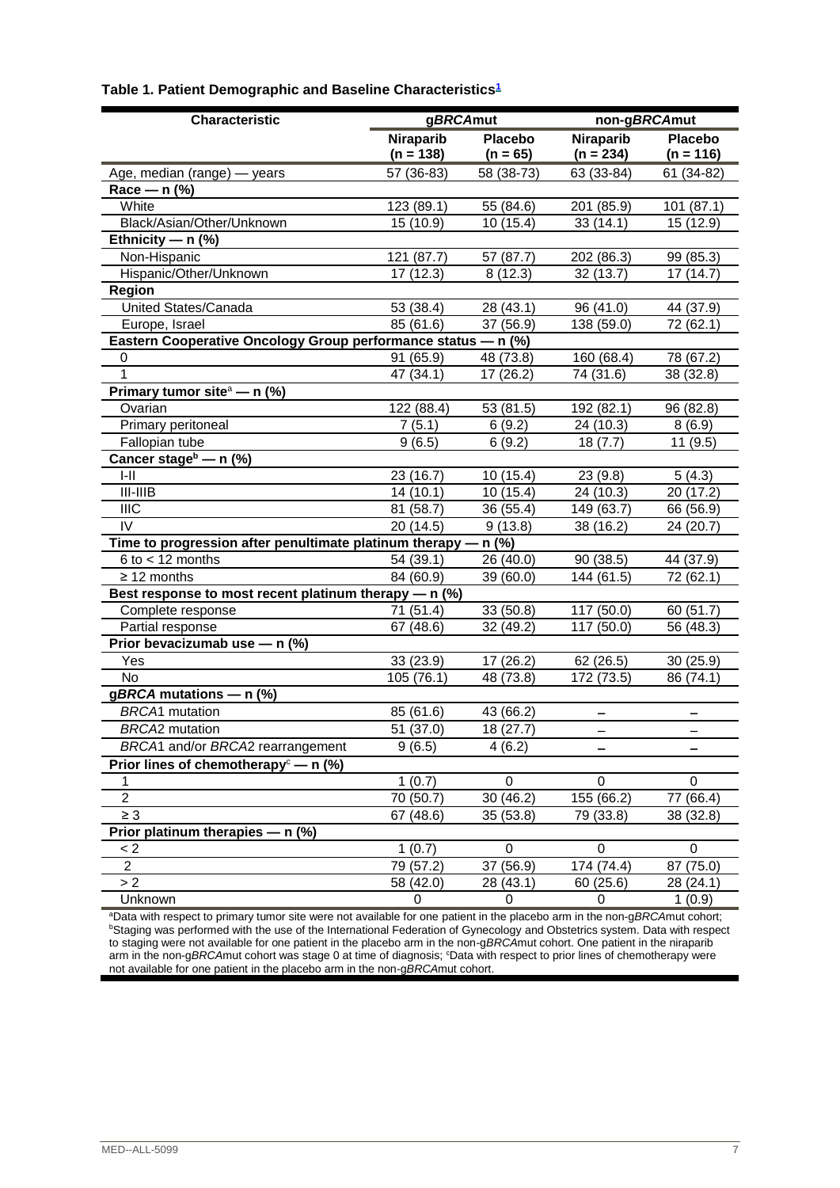**Table 1. Patient Demographic and Baseline Characteristics[1]**

| Characteristic | g*BRCA*mut | | non-g*BRCA*mut | |
|---|---|---|---|---|
| | Niraparib (n = 138) | Placebo (n = 65) | Niraparib (n = 234) | Placebo (n = 116) |
| Age, median (range) — years | 57 (36-83) | 58 (38-73) | 63 (33-84) | 61 (34-82) |
| **Race — n (%)** | | | | |
| White | 123 (89.1) | 55 (84.6) | 201 (85.9) | 101 (87.1) |
| Black/Asian/Other/Unknown | 15 (10.9) | 10 (15.4) | 33 (14.1) | 15 (12.9) |
| **Ethnicity — n (%)** | | | | |
| Non-Hispanic | 121 (87.7) | 57 (87.7) | 202 (86.3) | 99 (85.3) |
| Hispanic/Other/Unknown | 17 (12.3) | 8 (12.3) | 32 (13.7) | 17 (14.7) |
| **Region** | | | | |
| United States/Canada | 53 (38.4) | 28 (43.1) | 96 (41.0) | 44 (37.9) |
| Europe, Israel | 85 (61.6) | 37 (56.9) | 138 (59.0) | 72 (62.1) |
| **Eastern Cooperative Oncology Group performance status — n (%)** | | | | |
| 0 | 91 (65.9) | 48 (73.8) | 160 (68.4) | 78 (67.2) |
| 1 | 47 (34.1) | 17 (26.2) | 74 (31.6) | 38 (32.8) |
| **Primary tumor site[a] — n (%)** | | | | |
| Ovarian | 122 (88.4) | 53 (81.5) | 192 (82.1) | 96 (82.8) |
| Primary peritoneal | 7 (5.1) | 6 (9.2) | 24 (10.3) | 8 (6.9) |
| Fallopian tube | 9 (6.5) | 6 (9.2) | 18 (7.7) | 11 (9.5) |
| **Cancer stage[b] — n (%)** | | | | |
| I-II | 23 (16.7) | 10 (15.4) | 23 (9.8) | 5 (4.3) |
| III-IIIB | 14 (10.1) | 10 (15.4) | 24 (10.3) | 20 (17.2) |
| IIIC | 81 (58.7) | 36 (55.4) | 149 (63.7) | 66 (56.9) |
| IV | 20 (14.5) | 9 (13.8) | 38 (16.2) | 24 (20.7) |
| **Time to progression after penultimate platinum therapy — n (%)** | | | | |
| 6 to < 12 months | 54 (39.1) | 26 (40.0) | 90 (38.5) | 44 (37.9) |
| ≥ 12 months | 84 (60.9) | 39 (60.0) | 144 (61.5) | 72 (62.1) |
| **Best response to most recent platinum therapy — n (%)** | | | | |
| Complete response | 71 (51.4) | 33 (50.8) | 117 (50.0) | 60 (51.7) |
| Partial response | 67 (48.6) | 32 (49.2) | 117 (50.0) | 56 (48.3) |
| **Prior bevacizumab use — n (%)** | | | | |
| Yes | 33 (23.9) | 17 (26.2) | 62 (26.5) | 30 (25.9) |
| No | 105 (76.1) | 48 (73.8) | 172 (73.5) | 86 (74.1) |
| **g*BRCA* mutations — n (%)** | | | | |
| *BRCA*1 mutation | 85 (61.6) | 43 (66.2) | – | – |
| *BRCA*2 mutation | 51 (37.0) | 18 (27.7) | – | – |
| *BRCA*1 and/or *BRCA*2 rearrangement | 9 (6.5) | 4 (6.2) | – | – |
| **Prior lines of chemotherapy[c] — n (%)** | | | | |
| 1 | 1 (0.7) | 0 | 0 | 0 |
| 2 | 70 (50.7) | 30 (46.2) | 155 (66.2) | 77 (66.4) |
| ≥ 3 | 67 (48.6) | 35 (53.8) | 79 (33.8) | 38 (32.8) |
| **Prior platinum therapies — n (%)** | | | | |
| < 2 | 1 (0.7) | 0 | 0 | 0 |
| 2 | 79 (57.2) | 37 (56.9) | 174 (74.4) | 87 (75.0) |
| > 2 | 58 (42.0) | 28 (43.1) | 60 (25.6) | 28 (24.1) |
| Unknown | 0 | 0 | 0 | 1 (0.9) |

[a]Data with respect to primary tumor site were not available for one patient in the placebo arm in the non-g*BRCA*mut cohort; [b]Staging was performed with the use of the International Federation of Gynecology and Obstetrics system. Data with respect to staging were not available for one patient in the placebo arm in the non-g*BRCA*mut cohort. One patient in the niraparib arm in the non-g*BRCA*mut cohort was stage 0 at time of diagnosis; [c]Data with respect to prior lines of chemotherapy were not available for one patient in the placebo arm in the non-g*BRCA*mut cohort.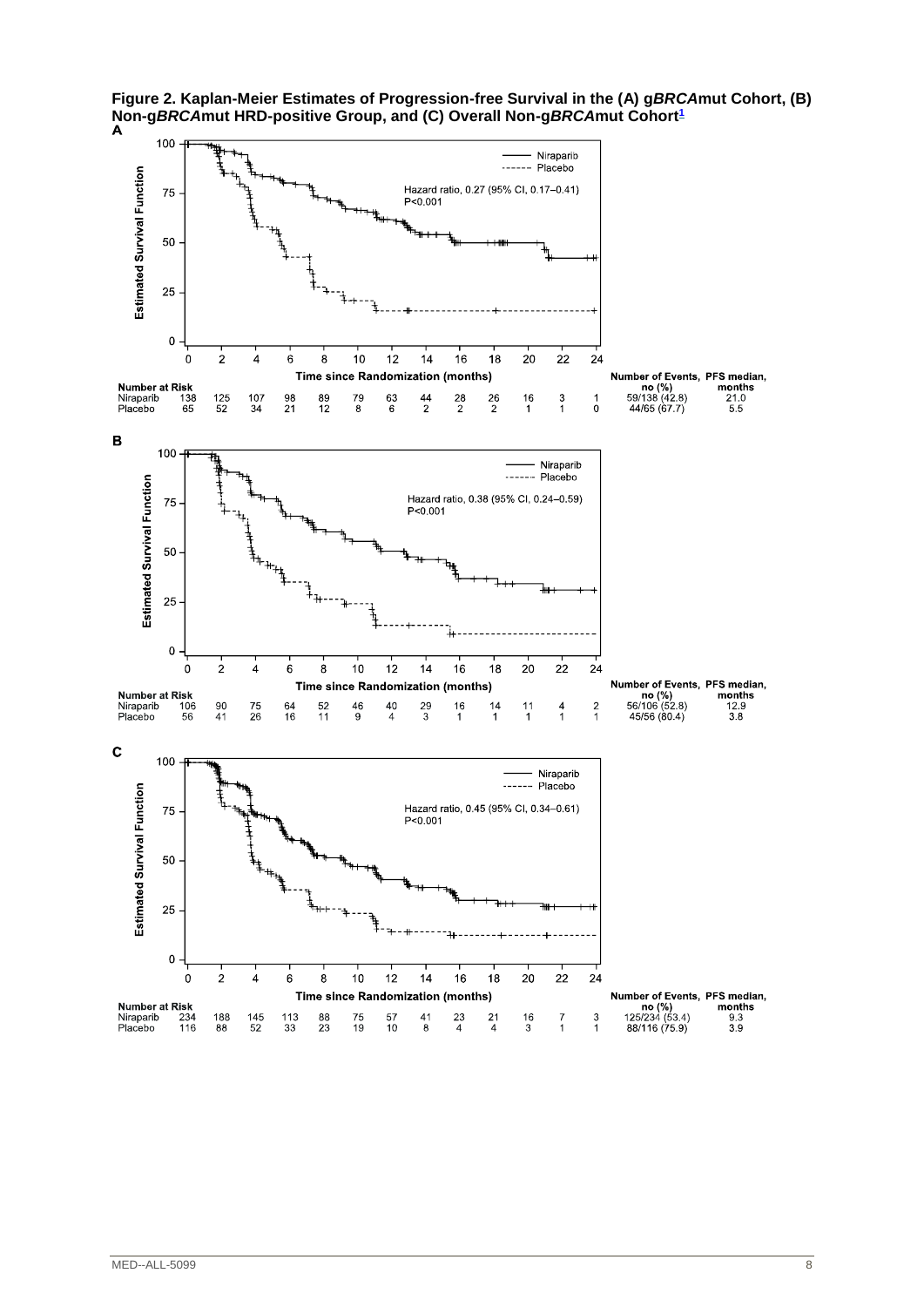**Figure 2. Kaplan-Meier Estimates of Progression-free Survival in the (A) g*BRCA*mut Cohort, (B) Non-g*BRCA*mut HRD-positive Group, and (C) Overall Non-g*BRCA*mut Cohort**[1]

**A**

Hazard ratio, 0.27 (95% CI, 0.17–0.41)
P<0.001

**Number at Risk**

| Time since Randomization (months) | 0 | 2 | 4 | 6 | 8 | 10 | 12 | 14 | 16 | 18 | 20 | 22 | 24 | Number of Events, no (%) | PFS median, months |
|---|---|---|---|---|---|---|---|---|---|---|---|---|---|---|---|
| Niraparib | 138 | 125 | 107 | 98 | 89 | 79 | 63 | 44 | 28 | 26 | 16 | 3 | 1 | 59/138 (42.8) | 21.0 |
| Placebo | 65 | 52 | 34 | 21 | 12 | 8 | 6 | 2 | 2 | 2 | 1 | 1 | 0 | 44/65 (67.7) | 5.5 |

**B**

Hazard ratio, 0.38 (95% CI, 0.24–0.59)
P<0.001

**Number at Risk**

| Time since Randomization (months) | 0 | 2 | 4 | 6 | 8 | 10 | 12 | 14 | 16 | 18 | 20 | 22 | 24 | Number of Events, no (%) | PFS median, months |
|---|---|---|---|---|---|---|---|---|---|---|---|---|---|---|---|
| Niraparib | 106 | 90 | 75 | 64 | 52 | 46 | 40 | 29 | 16 | 14 | 11 | 4 | 2 | 56/106 (52.8) | 12.9 |
| Placebo | 56 | 41 | 26 | 16 | 11 | 9 | 4 | 3 | 1 | 1 | 1 | 1 | 1 | 45/56 (80.4) | 3.8 |

**C**

Hazard ratio, 0.45 (95% CI, 0.34–0.61)
P<0.001

**Number at Risk**

| Time since Randomization (months) | 0 | 2 | 4 | 6 | 8 | 10 | 12 | 14 | 16 | 18 | 20 | 22 | 24 | Number of Events, no (%) | PFS median, months |
|---|---|---|---|---|---|---|---|---|---|---|---|---|---|---|---|
| Niraparib | 234 | 188 | 145 | 113 | 88 | 75 | 57 | 41 | 23 | 21 | 16 | 7 | 3 | 125/234 (53.4) | 9.3 |
| Placebo | 116 | 88 | 52 | 33 | 23 | 19 | 10 | 8 | 4 | 4 | 3 | 1 | 1 | 88/116 (75.9) | 3.9 |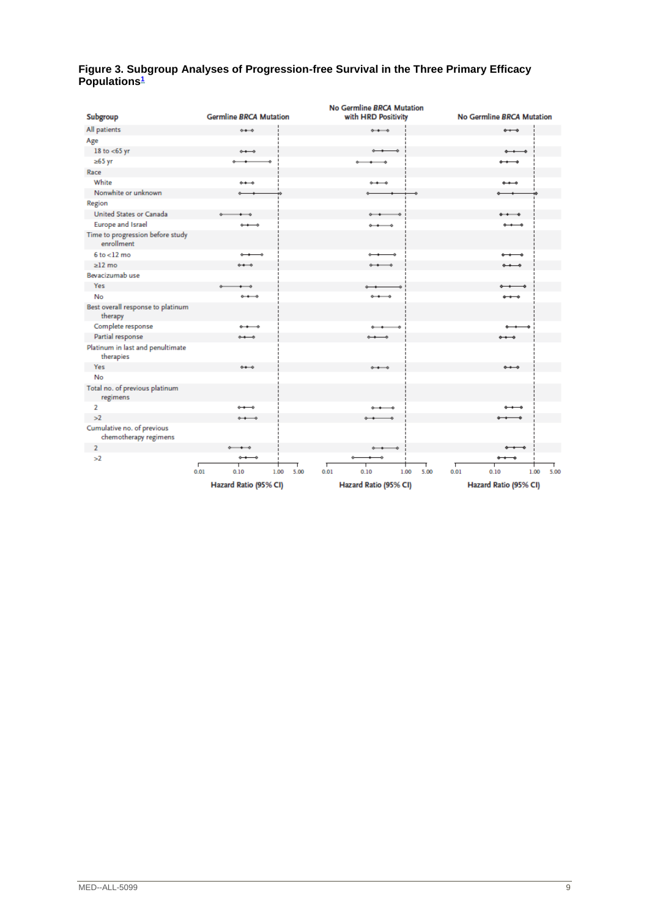**Figure 3. Subgroup Analyses of Progression-free Survival in the Three Primary Efficacy Populations[1]**

| Subgroup | Germline BRCA Mutation | No Germline BRCA Mutation with HRD Positivity | No Germline BRCA Mutation |
|---|---|---|---|
| All patients | | | |
| Age | | | |
| 18 to <65 yr | | | |
| ≥65 yr | | | |
| Race | | | |
| White | | | |
| Nonwhite or unknown | | | |
| Region | | | |
| United States or Canada | | | |
| Europe and Israel | | | |
| Time to progression before study enrollment | | | |
| 6 to <12 mo | | | |
| ≥12 mo | | | |
| Bevacizumab use | | | |
| Yes | | | |
| No | | | |
| Best overall response to platinum therapy | | | |
| Complete response | | | |
| Partial response | | | |
| Platinum in last and penultimate therapies | | | |
| Yes | | | |
| No | | | |
| Total no. of previous platinum regimens | | | |
| 2 | | | |
| >2 | | | |
| Cumulative no. of previous chemotherapy regimens | | | |
| 2 | | | |
| >2 | | | |

Axis: 0.01, 0.10, 1.00, 5.00 — Hazard Ratio (95% CI)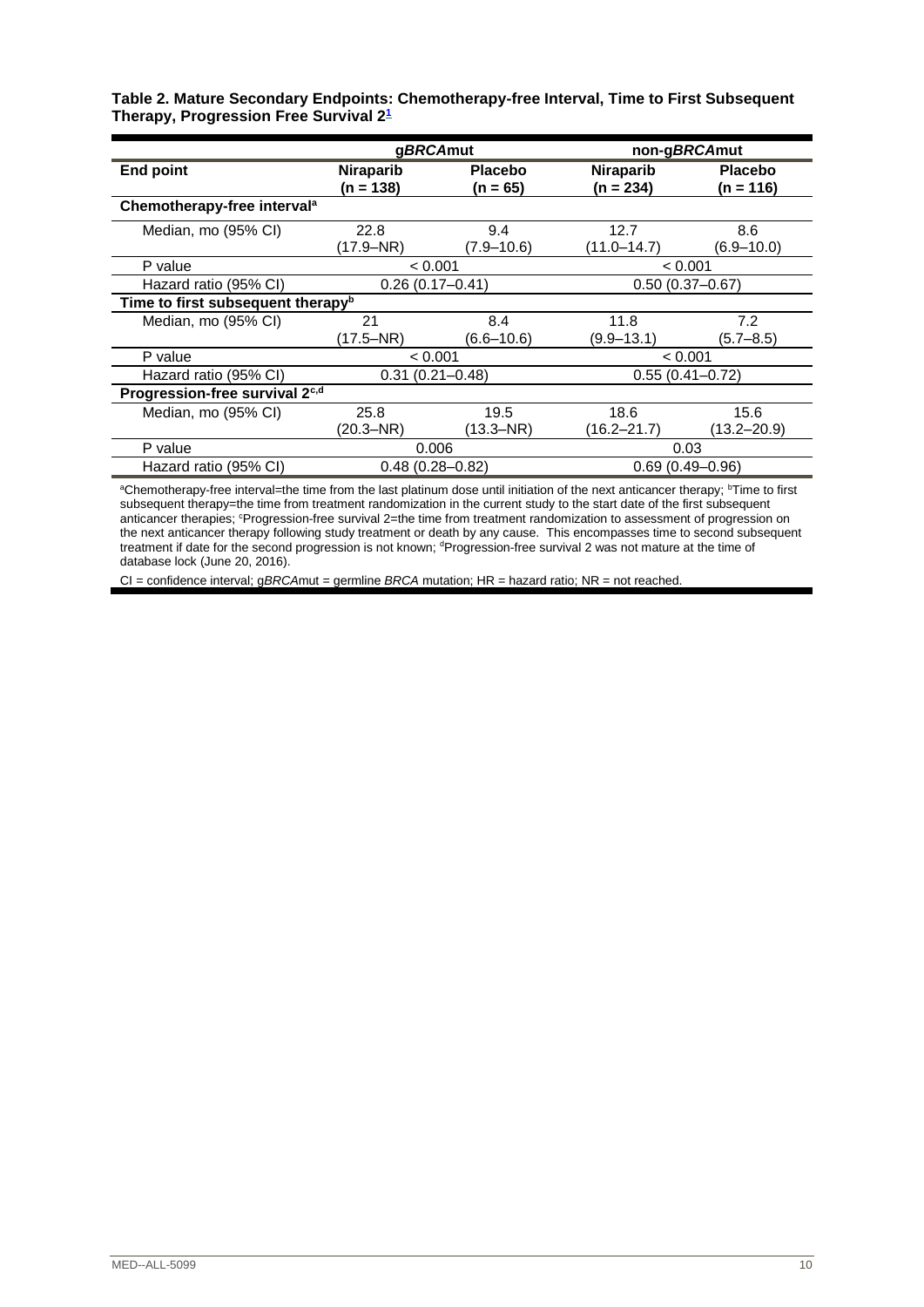**Table 2. Mature Secondary Endpoints: Chemotherapy-free Interval, Time to First Subsequent Therapy, Progression Free Survival 2[1]**

| | g*BRCA*mut | | non-g*BRCA*mut | |
|---|---|---|---|---|
| **End point** | **Niraparib (n = 138)** | **Placebo (n = 65)** | **Niraparib (n = 234)** | **Placebo (n = 116)** |
| **Chemotherapy-free interval[a]** | | | | |
| Median, mo (95% CI) | 22.8 (17.9–NR) | 9.4 (7.9–10.6) | 12.7 (11.0–14.7) | 8.6 (6.9–10.0) |
| P value | < 0.001 | | < 0.001 | |
| Hazard ratio (95% CI) | 0.26 (0.17–0.41) | | 0.50 (0.37–0.67) | |
| **Time to first subsequent therapy[b]** | | | | |
| Median, mo (95% CI) | 21 (17.5–NR) | 8.4 (6.6–10.6) | 11.8 (9.9–13.1) | 7.2 (5.7–8.5) |
| P value | < 0.001 | | < 0.001 | |
| Hazard ratio (95% CI) | 0.31 (0.21–0.48) | | 0.55 (0.41–0.72) | |
| **Progression-free survival 2[c,d]** | | | | |
| Median, mo (95% CI) | 25.8 (20.3–NR) | 19.5 (13.3–NR) | 18.6 (16.2–21.7) | 15.6 (13.2–20.9) |
| P value | 0.006 | | 0.03 | |
| Hazard ratio (95% CI) | 0.48 (0.28–0.82) | | 0.69 (0.49–0.96) | |

[a]Chemotherapy-free interval=the time from the last platinum dose until initiation of the next anticancer therapy; [b]Time to first subsequent therapy=the time from treatment randomization in the current study to the start date of the first subsequent anticancer therapies; [c]Progression-free survival 2=the time from treatment randomization to assessment of progression on the next anticancer therapy following study treatment or death by any cause. This encompasses time to second subsequent treatment if date for the second progression is not known; [d]Progression-free survival 2 was not mature at the time of database lock (June 20, 2016).

CI = confidence interval; g*BRCA*mut = germline *BRCA* mutation; HR = hazard ratio; NR = not reached.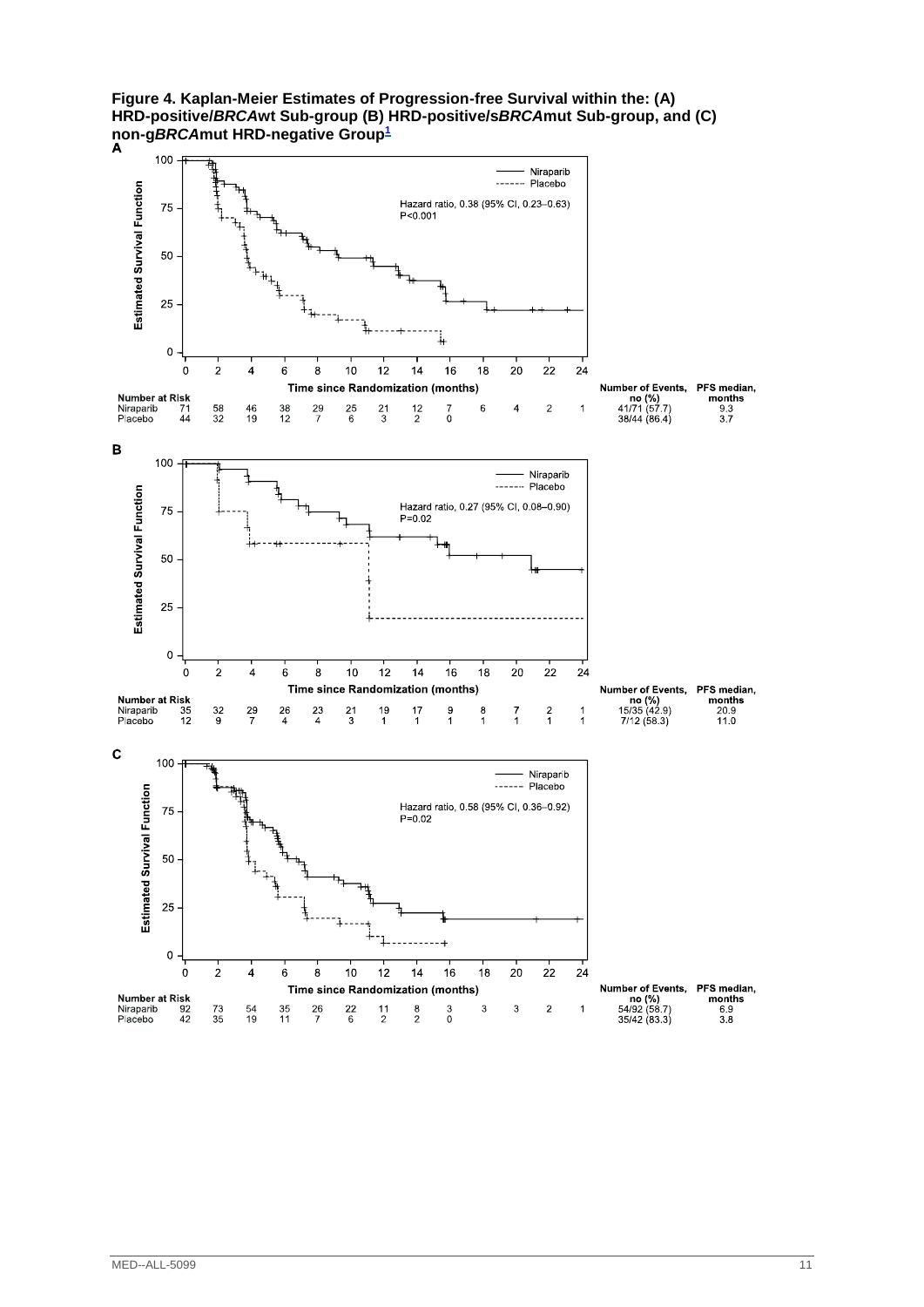**Figure 4. Kaplan-Meier Estimates of Progression-free Survival within the: (A) HRD-positive/*BRCA*wt Sub-group (B) HRD-positive/s*BRCA*mut Sub-group, and (C) non-g*BRCA*mut HRD-negative Group**[1]

**A**

Hazard ratio, 0.38 (95% CI, 0.23–0.63)
P<0.001

| Number at Risk | 0 | 2 | 4 | 6 | 8 | 10 | 12 | 14 | 16 | 18 | 20 | 22 | 24 | Number of Events, no (%) | PFS median, months |
|---|---|---|---|---|---|---|---|---|---|---|---|---|---|---|---|
| Niraparib | 71 | 58 | 46 | 38 | 29 | 25 | 21 | 12 | 7 | 6 | 4 | 2 | 1 | 41/71 (57.7) | 9.3 |
| Placebo | 44 | 32 | 19 | 12 | 7 | 6 | 3 | 2 | 0 | | | | | 38/44 (86.4) | 3.7 |

**B**

Hazard ratio, 0.27 (95% CI, 0.08–0.90)
P=0.02

| Number at Risk | 0 | 2 | 4 | 6 | 8 | 10 | 12 | 14 | 16 | 18 | 20 | 22 | 24 | Number of Events, no (%) | PFS median, months |
|---|---|---|---|---|---|---|---|---|---|---|---|---|---|---|---|
| Niraparib | 35 | 32 | 29 | 26 | 23 | 21 | 19 | 17 | 9 | 8 | 7 | 2 | 1 | 15/35 (42.9) | 20.9 |
| Placebo | 12 | 9 | 7 | 4 | 4 | 3 | 1 | 1 | 1 | 1 | 1 | 1 | 1 | 7/12 (58.3) | 11.0 |

**C**

Hazard ratio, 0.58 (95% CI, 0.36–0.92)
P=0.02

| Number at Risk | 0 | 2 | 4 | 6 | 8 | 10 | 12 | 14 | 16 | 18 | 20 | 22 | 24 | Number of Events, no (%) | PFS median, months |
|---|---|---|---|---|---|---|---|---|---|---|---|---|---|---|---|
| Niraparib | 92 | 73 | 54 | 35 | 26 | 22 | 11 | 8 | 3 | 3 | 3 | 2 | 1 | 54/92 (58.7) | 6.9 |
| Placebo | 42 | 35 | 19 | 11 | 7 | 6 | 2 | 2 | 0 | | | | | 35/42 (83.3) | 3.8 |

Y-axis: Estimated Survival Function; X-axis: Time since Randomization (months); Legend: Niraparib (solid line), Placebo (dashed line)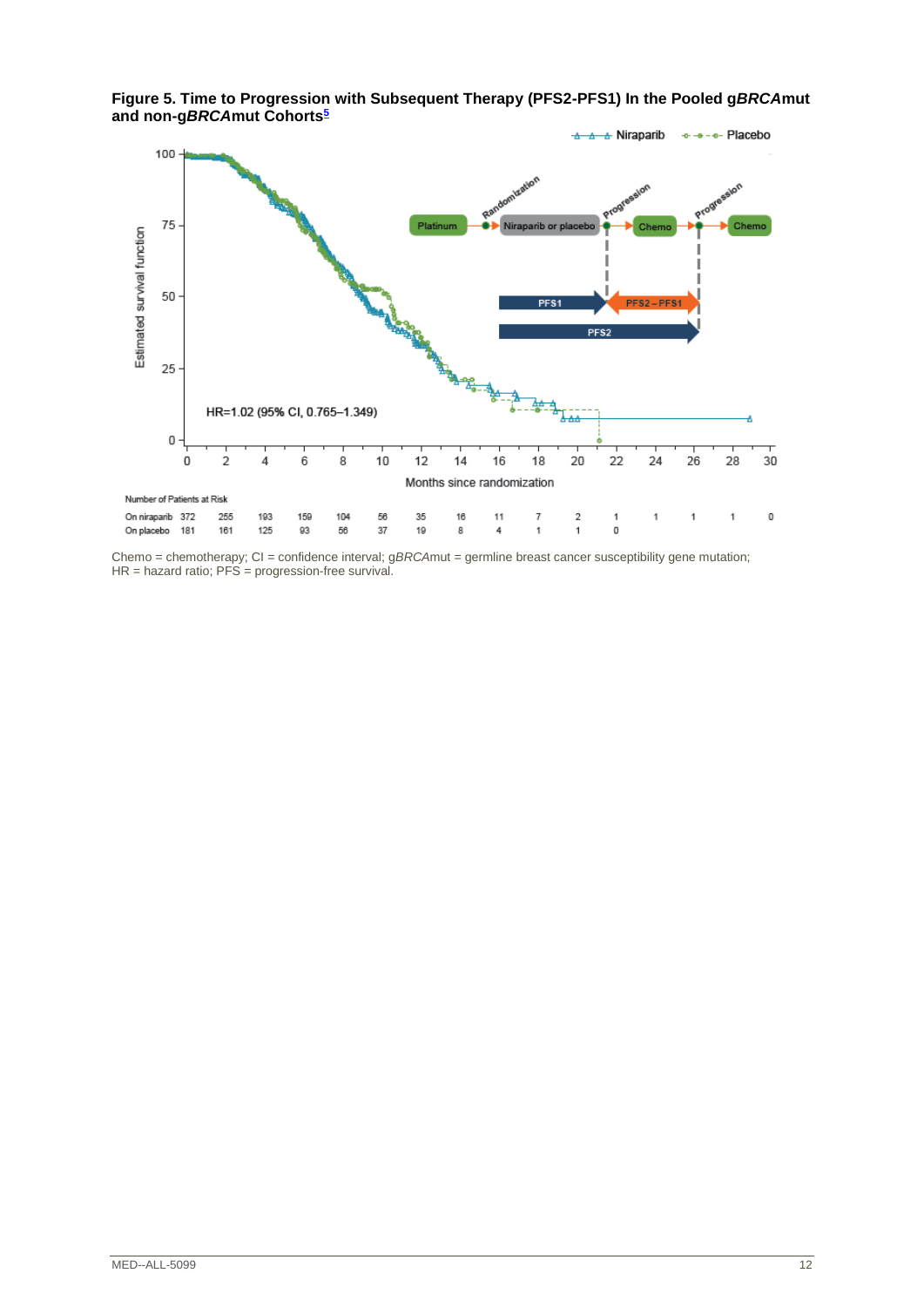**Figure 5. Time to Progression with Subsequent Therapy (PFS2-PFS1) In the Pooled g*BRCA*mut and non-g*BRCA*mut Cohorts[5]**

HR=1.02 (95% CI, 0.765–1.349)

Number of Patients at Risk

| Months since randomization | 0 | 2 | 4 | 6 | 8 | 10 | 12 | 14 | 16 | 18 | 20 | 22 | 24 | 26 | 28 | 30 |
|---|---|---|---|---|---|---|---|---|---|---|---|---|---|---|---|---|
| On niraparib | 372 | 255 | 193 | 159 | 104 | 56 | 35 | 16 | 11 | 7 | 2 | 1 | 1 | 1 | 1 | 0 |
| On placebo | 181 | 161 | 125 | 93 | 56 | 37 | 19 | 8 | 4 | 1 | 1 | 0 | | | | |

Chemo = chemotherapy; CI = confidence interval; g*BRCA*mut = germline breast cancer susceptibility gene mutation; HR = hazard ratio; PFS = progression-free survival.

MED--ALL-5099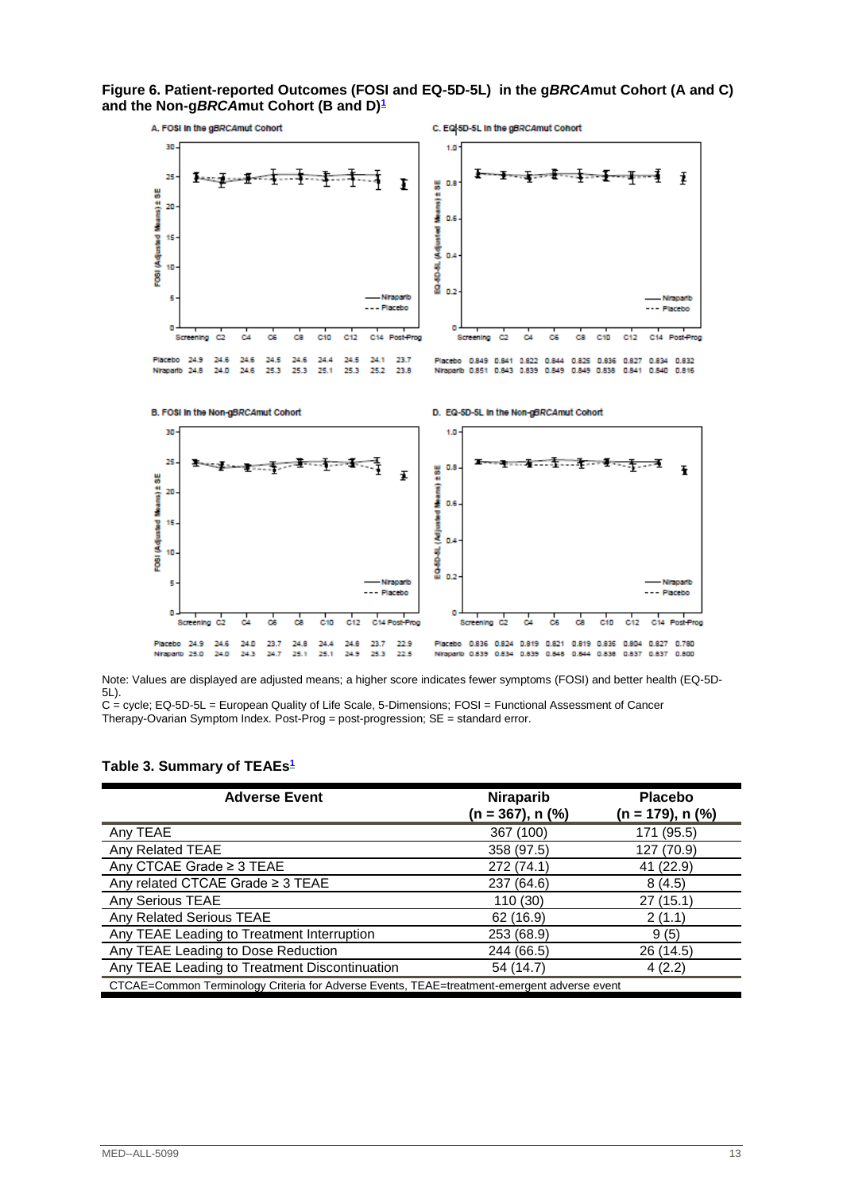**Figure 6. Patient-reported Outcomes (FOSI and EQ-5D-5L) in the g*BRCA*mut Cohort (A and C) and the Non-g*BRCA*mut Cohort (B and D)[1]**

A. FOSI in the g*BRCA*mut Cohort

| | Screening | C2 | C4 | C6 | C8 | C10 | C12 | C14 | Post-Prog |
|---|---|---|---|---|---|---|---|---|---|
| Placebo | 24.9 | 24.6 | 24.6 | 24.5 | 24.6 | 24.4 | 24.5 | 24.1 | 23.7 |
| Niraparib | 24.8 | 24.0 | 24.6 | 25.3 | 25.3 | 25.1 | 25.3 | 25.2 | 23.8 |

C. EQ-5D-5L in the g*BRCA*mut Cohort

| | Screening | C2 | C4 | C6 | C8 | C10 | C12 | C14 | Post-Prog |
|---|---|---|---|---|---|---|---|---|---|
| Placebo | 0.849 | 0.841 | 0.822 | 0.844 | 0.825 | 0.836 | 0.827 | 0.834 | 0.832 |
| Niraparib | 0.851 | 0.843 | 0.839 | 0.849 | 0.849 | 0.838 | 0.841 | 0.840 | 0.816 |

B. FOSI in the Non-g*BRCA*mut Cohort

| | Screening | C2 | C4 | C6 | C8 | C10 | C12 | C14 | Post-Prog |
|---|---|---|---|---|---|---|---|---|---|
| Placebo | 24.9 | 24.6 | 24.0 | 23.7 | 24.8 | 24.4 | 24.8 | 23.7 | 22.9 |
| Niraparib | 25.0 | 24.0 | 24.3 | 24.7 | 25.1 | 25.1 | 24.9 | 25.3 | 22.5 |

D. EQ-5D-5L in the Non-g*BRCA*mut Cohort

| | Screening | C2 | C4 | C6 | C8 | C10 | C12 | C14 | Post-Prog |
|---|---|---|---|---|---|---|---|---|---|
| Placebo | 0.836 | 0.824 | 0.819 | 0.821 | 0.819 | 0.835 | 0.804 | 0.827 | 0.780 |
| Niraparib | 0.839 | 0.834 | 0.839 | 0.848 | 0.844 | 0.838 | 0.837 | 0.837 | 0.800 |

Note: Values are displayed are adjusted means; a higher score indicates fewer symptoms (FOSI) and better health (EQ-5D-5L).
C = cycle; EQ-5D-5L = European Quality of Life Scale, 5-Dimensions; FOSI = Functional Assessment of Cancer Therapy-Ovarian Symptom Index. Post-Prog = post-progression; SE = standard error.

**Table 3. Summary of TEAEs[1]**

| Adverse Event | Niraparib (n = 367), n (%) | Placebo (n = 179), n (%) |
|---|---|---|
| Any TEAE | 367 (100) | 171 (95.5) |
| Any Related TEAE | 358 (97.5) | 127 (70.9) |
| Any CTCAE Grade ≥ 3 TEAE | 272 (74.1) | 41 (22.9) |
| Any related CTCAE Grade ≥ 3 TEAE | 237 (64.6) | 8 (4.5) |
| Any Serious TEAE | 110 (30) | 27 (15.1) |
| Any Related Serious TEAE | 62 (16.9) | 2 (1.1) |
| Any TEAE Leading to Treatment Interruption | 253 (68.9) | 9 (5) |
| Any TEAE Leading to Dose Reduction | 244 (66.5) | 26 (14.5) |
| Any TEAE Leading to Treatment Discontinuation | 54 (14.7) | 4 (2.2) |

CTCAE=Common Terminology Criteria for Adverse Events, TEAE=treatment-emergent adverse event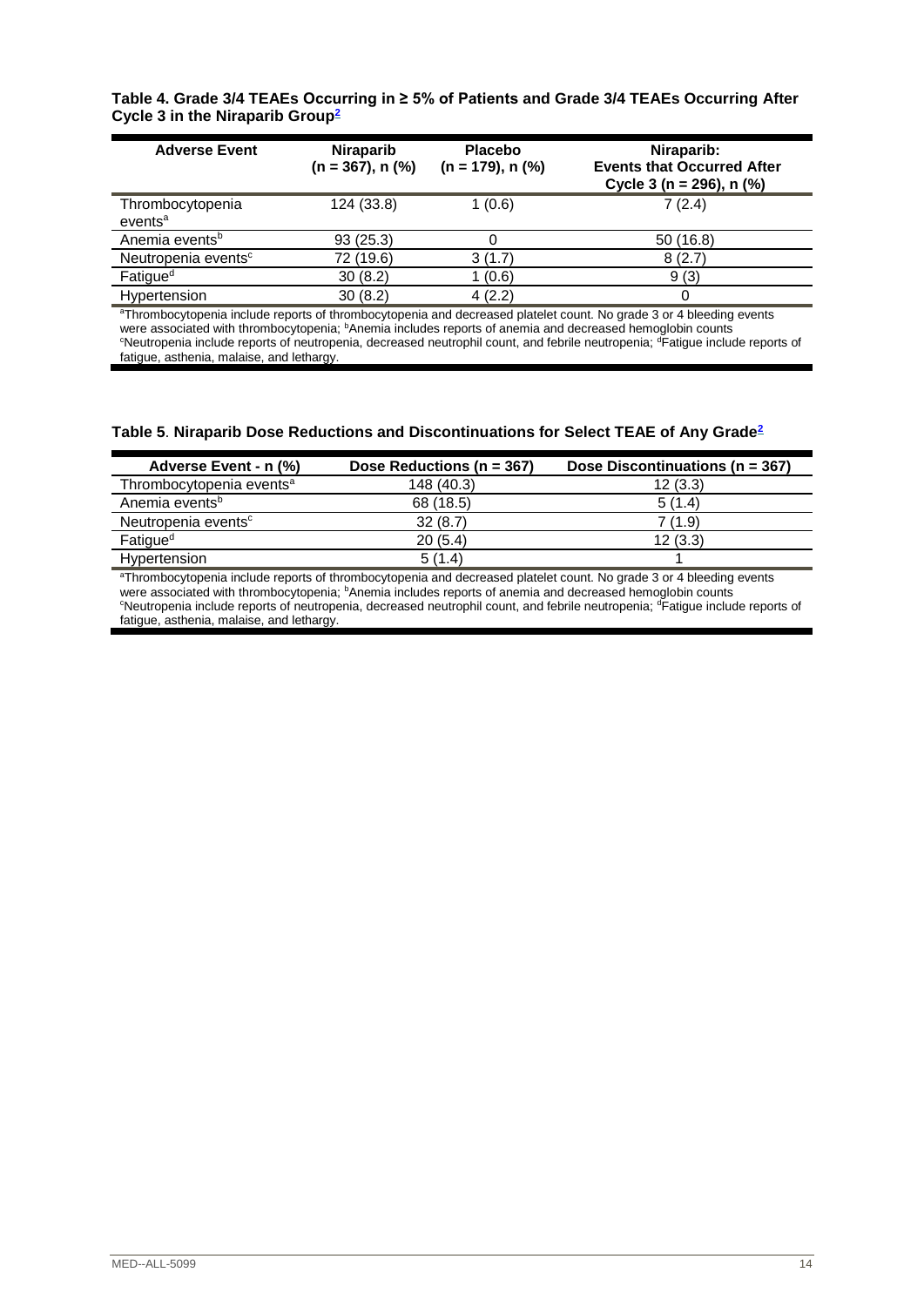**Table 4. Grade 3/4 TEAEs Occurring in ≥ 5% of Patients and Grade 3/4 TEAEs Occurring After Cycle 3 in the Niraparib Group[2]**

| Adverse Event | Niraparib (n = 367), n (%) | Placebo (n = 179), n (%) | Niraparib: Events that Occurred After Cycle 3 (n = 296), n (%) |
|---|---|---|---|
| Thrombocytopenia events[a] | 124 (33.8) | 1 (0.6) | 7 (2.4) |
| Anemia events[b] | 93 (25.3) | 0 | 50 (16.8) |
| Neutropenia events[c] | 72 (19.6) | 3 (1.7) | 8 (2.7) |
| Fatigue[d] | 30 (8.2) | 1 (0.6) | 9 (3) |
| Hypertension | 30 (8.2) | 4 (2.2) | 0 |

[a]Thrombocytopenia include reports of thrombocytopenia and decreased platelet count. No grade 3 or 4 bleeding events were associated with thrombocytopenia; [b]Anemia includes reports of anemia and decreased hemoglobin counts [c]Neutropenia include reports of neutropenia, decreased neutrophil count, and febrile neutropenia; [d]Fatigue include reports of fatigue, asthenia, malaise, and lethargy.

**Table 5. Niraparib Dose Reductions and Discontinuations for Select TEAE of Any Grade[2]**

| Adverse Event - n (%) | Dose Reductions (n = 367) | Dose Discontinuations (n = 367) |
|---|---|---|
| Thrombocytopenia events[a] | 148 (40.3) | 12 (3.3) |
| Anemia events[b] | 68 (18.5) | 5 (1.4) |
| Neutropenia events[c] | 32 (8.7) | 7 (1.9) |
| Fatigue[d] | 20 (5.4) | 12 (3.3) |
| Hypertension | 5 (1.4) | 1 |

[a]Thrombocytopenia include reports of thrombocytopenia and decreased platelet count. No grade 3 or 4 bleeding events were associated with thrombocytopenia; [b]Anemia includes reports of anemia and decreased hemoglobin counts [c]Neutropenia include reports of neutropenia, decreased neutrophil count, and febrile neutropenia; [d]Fatigue include reports of fatigue, asthenia, malaise, and lethargy.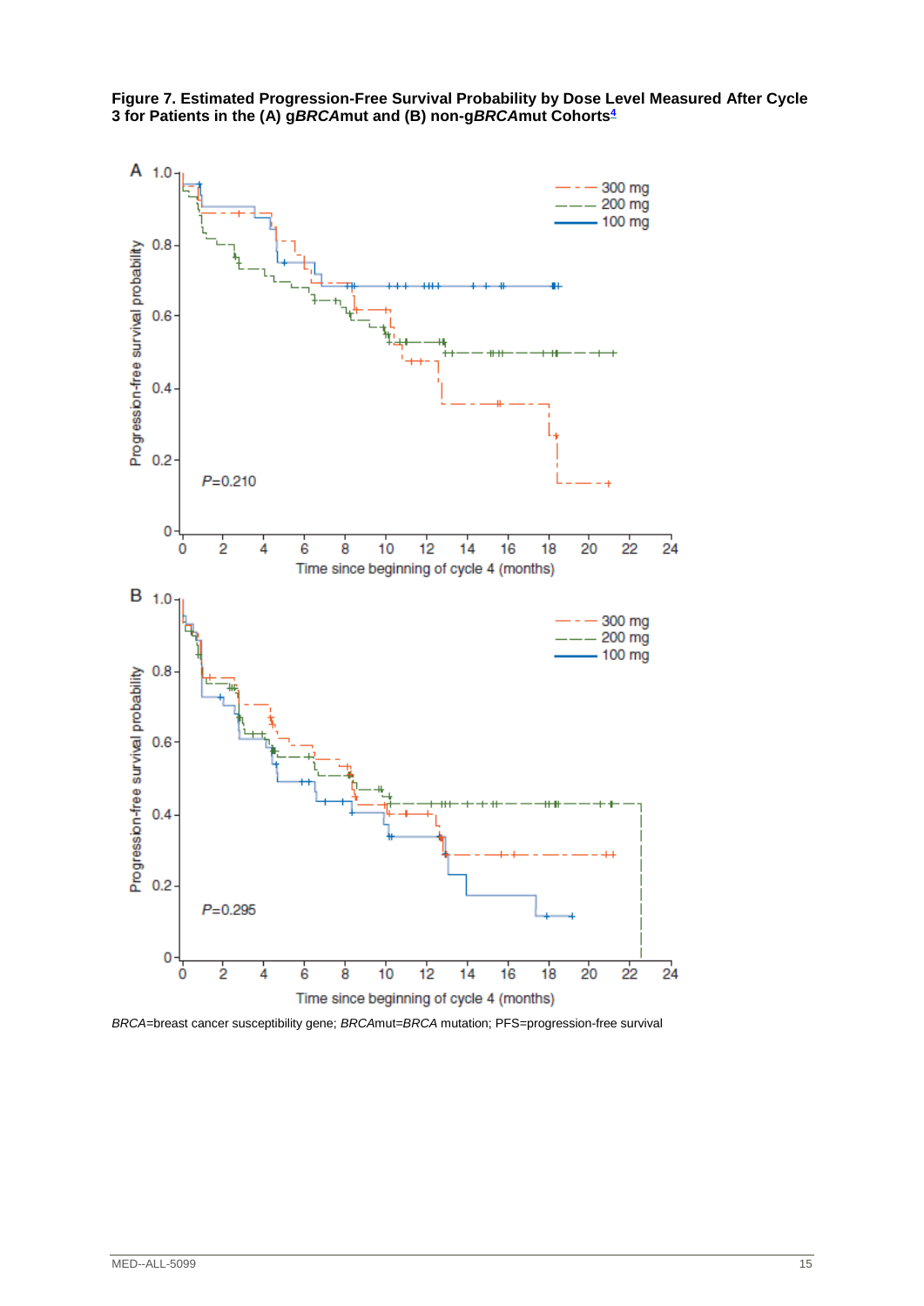**Figure 7. Estimated Progression-Free Survival Probability by Dose Level Measured After Cycle 3 for Patients in the (A) g*BRCA*mut and (B) non-g*BRCA*mut Cohorts[4]**

*BRCA*=breast cancer susceptibility gene; *BRCA*mut=*BRCA* mutation; PFS=progression-free survival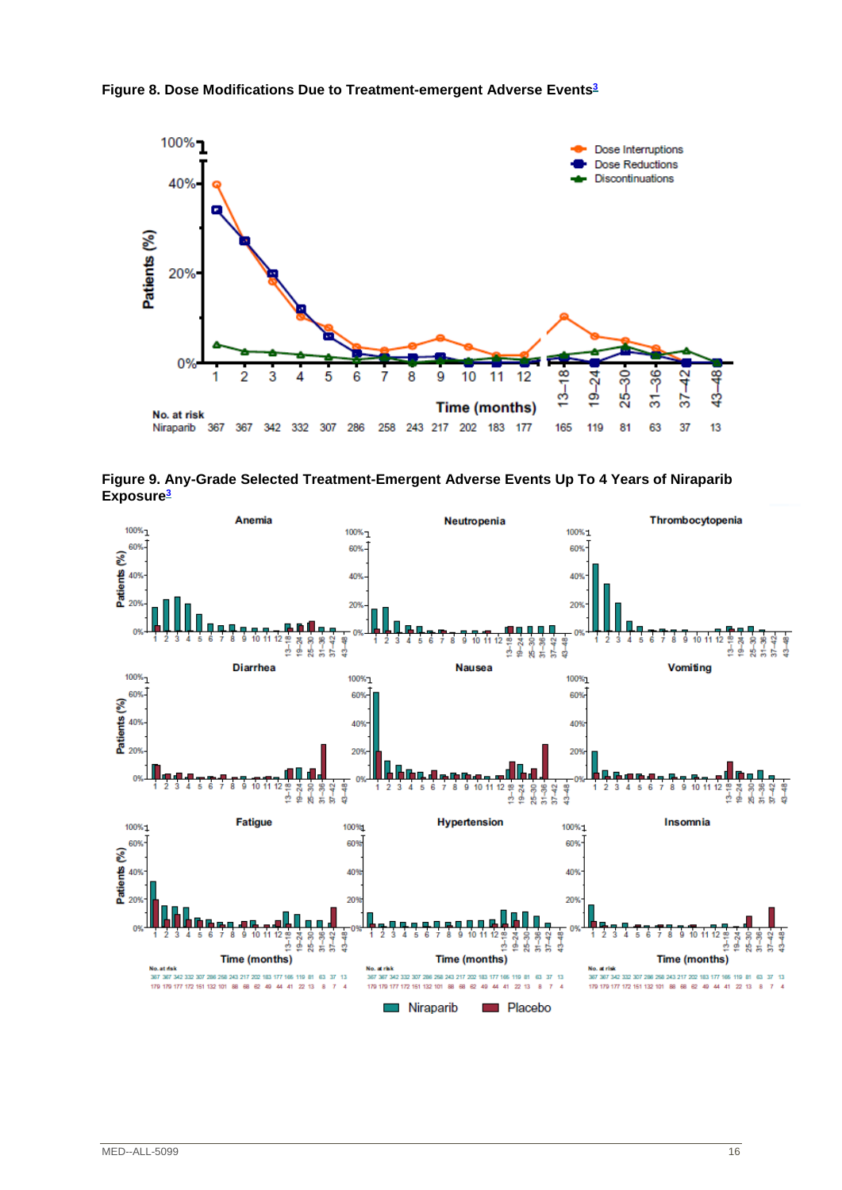**Figure 8. Dose Modifications Due to Treatment-emergent Adverse Events[3]**

**Figure 9. Any-Grade Selected Treatment-Emergent Adverse Events Up To 4 Years of Niraparib Exposure[3]**

MED--ALL-5099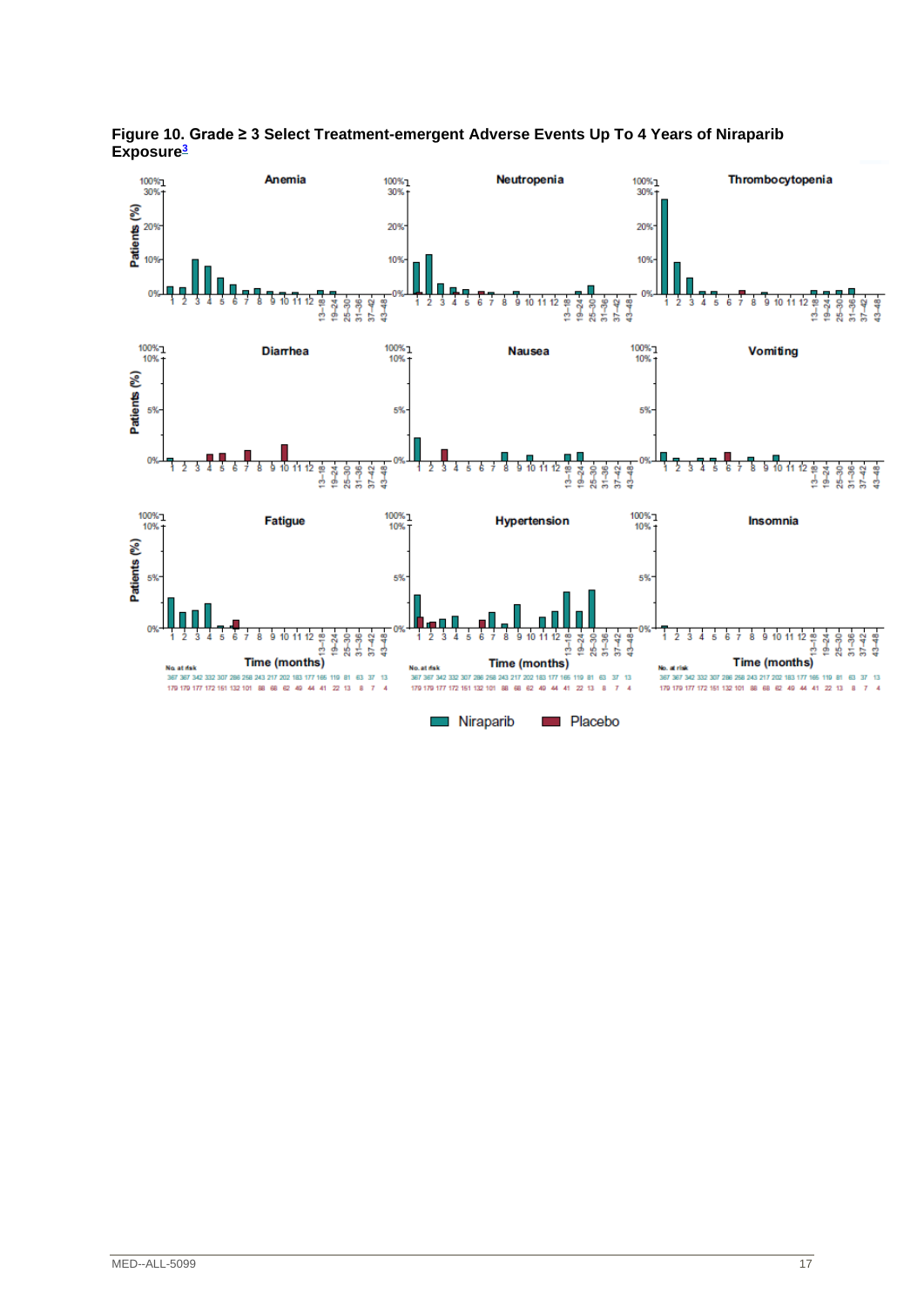**Figure 10. Grade ≥ 3 Select Treatment-emergent Adverse Events Up To 4 Years of Niraparib Exposure[3]**

Anemia
Neutropenia
Thrombocytopenia
Diarrhea
Nausea
Vomiting
Fatigue
Hypertension
Insomnia

Patients (%)

Time (months)

1 2 3 4 5 6 7 8 9 10 11 12 13–18 19–24 25–30 31–36 37–42 43–48

No. at risk

367 367 342 332 307 286 258 243 217 202 183 177 166 119 81 63 37 13

179 179 177 172 151 132 101 88 68 62 49 44 41 22 13 8 7 4

Niraparib Placebo